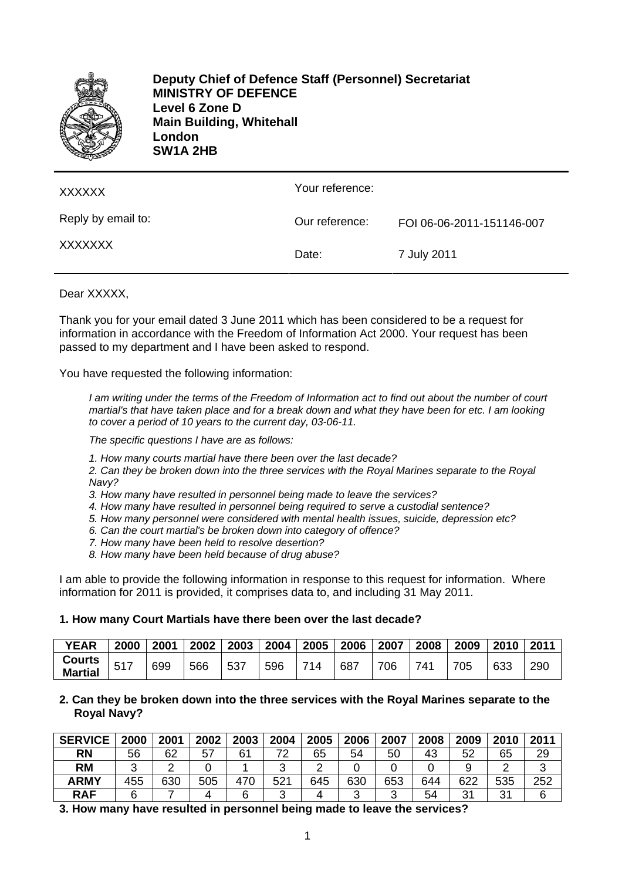**Deputy Chief of Defence Staff (Personnel) Secretariat**
**MINISTRY OF DEFENCE**
**Level 6 Zone D**
**Main Building, Whitehall**
**London**
**SW1A 2HB**

| | | |
|---|---|---|
| XXXXXX | Your reference: | |
| Reply by email to: | Our reference: | FOI 06-06-2011-151146-007 |
| XXXXXXX | Date: | 7 July 2011 |

Dear XXXXX,

Thank you for your email dated 3 June 2011 which has been considered to be a request for information in accordance with the Freedom of Information Act 2000. Your request has been passed to my department and I have been asked to respond.

You have requested the following information:

> *I am writing under the terms of the Freedom of Information act to find out about the number of court martial's that have taken place and for a break down and what they have been for etc. I am looking to cover a period of 10 years to the current day, 03-06-11.*
>
> *The specific questions I have are as follows:*
>
> *1. How many courts martial have there been over the last decade?*
> *2. Can they be broken down into the three services with the Royal Marines separate to the Royal Navy?*
> *3. How many have resulted in personnel being made to leave the services?*
> *4. How many have resulted in personnel being required to serve a custodial sentence?*
> *5. How many personnel were considered with mental health issues, suicide, depression etc?*
> *6. Can the court martial's be broken down into category of offence?*
> *7. How many have been held to resolve desertion?*
> *8. How many have been held because of drug abuse?*

I am able to provide the following information in response to this request for information. Where information for 2011 is provided, it comprises data to, and including 31 May 2011.

**1. How many Court Martials have there been over the last decade?**

| YEAR | 2000 | 2001 | 2002 | 2003 | 2004 | 2005 | 2006 | 2007 | 2008 | 2009 | 2010 | 2011 |
|---|---|---|---|---|---|---|---|---|---|---|---|---|
| Courts Martial | 517 | 699 | 566 | 537 | 596 | 714 | 687 | 706 | 741 | 705 | 633 | 290 |

**2. Can they be broken down into the three services with the Royal Marines separate to the Royal Navy?**

| SERVICE | 2000 | 2001 | 2002 | 2003 | 2004 | 2005 | 2006 | 2007 | 2008 | 2009 | 2010 | 2011 |
|---|---|---|---|---|---|---|---|---|---|---|---|---|
| RN | 56 | 62 | 57 | 61 | 72 | 65 | 54 | 50 | 43 | 52 | 65 | 29 |
| RM | 3 | 2 | 0 | 1 | 3 | 2 | 0 | 0 | 0 | 9 | 2 | 3 |
| ARMY | 455 | 630 | 505 | 470 | 521 | 645 | 630 | 653 | 644 | 622 | 535 | 252 |
| RAF | 6 | 7 | 4 | 6 | 3 | 4 | 3 | 3 | 54 | 31 | 31 | 6 |

**3. How many have resulted in personnel being made to leave the services?**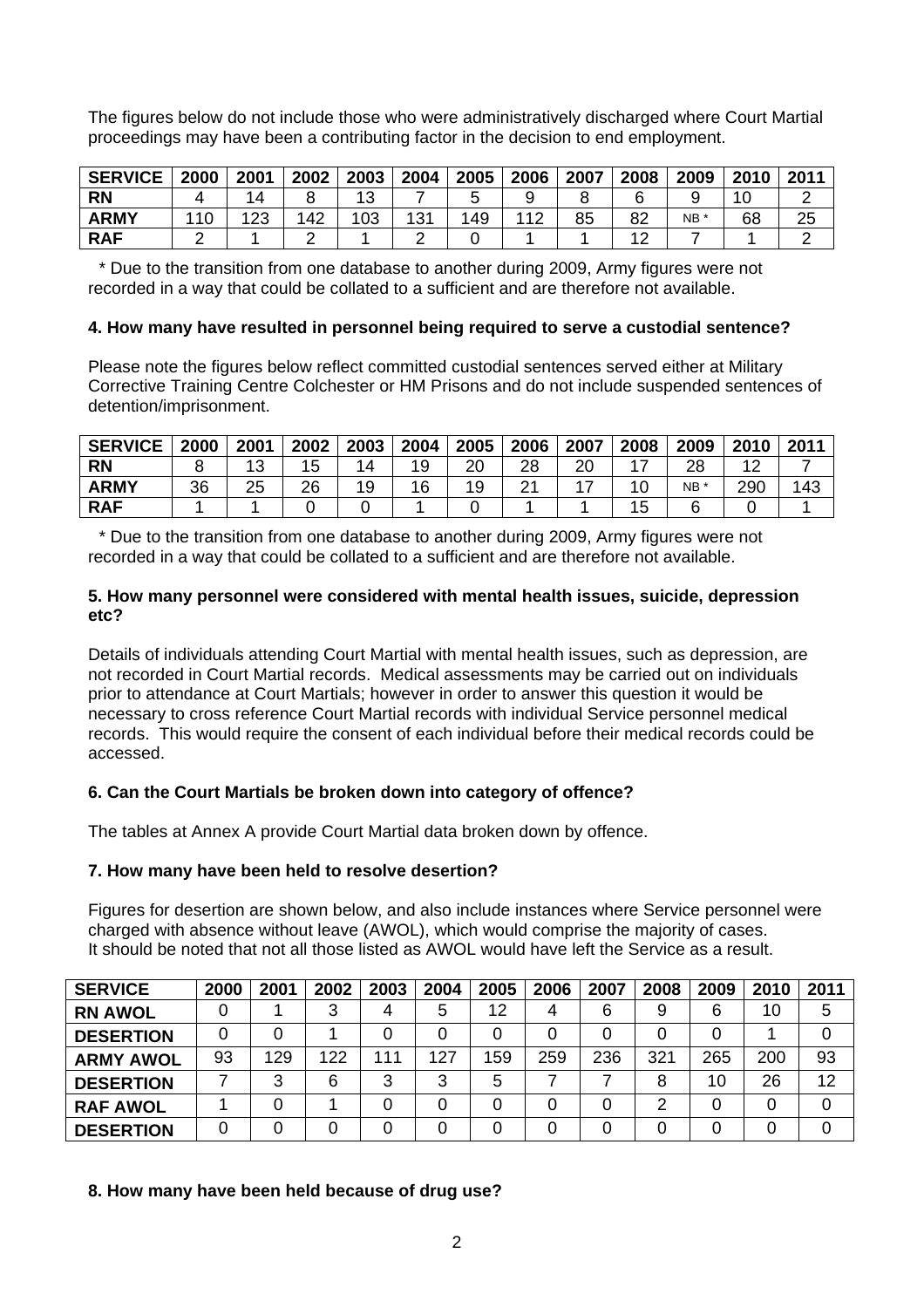The figures below do not include those who were administratively discharged where Court Martial proceedings may have been a contributing factor in the decision to end employment.

| SERVICE | 2000 | 2001 | 2002 | 2003 | 2004 | 2005 | 2006 | 2007 | 2008 | 2009 | 2010 | 2011 |
|---|---|---|---|---|---|---|---|---|---|---|---|---|
| RN | 4 | 14 | 8 | 13 | 7 | 5 | 9 | 8 | 6 | 9 | 10 | 2 |
| ARMY | 110 | 123 | 142 | 103 | 131 | 149 | 112 | 85 | 82 | NB * | 68 | 25 |
| RAF | 2 | 1 | 2 | 1 | 2 | 0 | 1 | 1 | 12 | 7 | 1 | 2 |

\* Due to the transition from one database to another during 2009, Army figures were not recorded in a way that could be collated to a sufficient and are therefore not available.

**4. How many have resulted in personnel being required to serve a custodial sentence?**

Please note the figures below reflect committed custodial sentences served either at Military Corrective Training Centre Colchester or HM Prisons and do not include suspended sentences of detention/imprisonment.

| SERVICE | 2000 | 2001 | 2002 | 2003 | 2004 | 2005 | 2006 | 2007 | 2008 | 2009 | 2010 | 2011 |
|---|---|---|---|---|---|---|---|---|---|---|---|---|
| RN | 8 | 13 | 15 | 14 | 19 | 20 | 28 | 20 | 17 | 28 | 12 | 7 |
| ARMY | 36 | 25 | 26 | 19 | 16 | 19 | 21 | 17 | 10 | NB * | 290 | 143 |
| RAF | 1 | 1 | 0 | 0 | 1 | 0 | 1 | 1 | 15 | 6 | 0 | 1 |

\* Due to the transition from one database to another during 2009, Army figures were not recorded in a way that could be collated to a sufficient and are therefore not available.

**5. How many personnel were considered with mental health issues, suicide, depression etc?**

Details of individuals attending Court Martial with mental health issues, such as depression, are not recorded in Court Martial records. Medical assessments may be carried out on individuals prior to attendance at Court Martials; however in order to answer this question it would be necessary to cross reference Court Martial records with individual Service personnel medical records. This would require the consent of each individual before their medical records could be accessed.

**6. Can the Court Martials be broken down into category of offence?**

The tables at Annex A provide Court Martial data broken down by offence.

**7. How many have been held to resolve desertion?**

Figures for desertion are shown below, and also include instances where Service personnel were charged with absence without leave (AWOL), which would comprise the majority of cases. It should be noted that not all those listed as AWOL would have left the Service as a result.

| SERVICE | 2000 | 2001 | 2002 | 2003 | 2004 | 2005 | 2006 | 2007 | 2008 | 2009 | 2010 | 2011 |
|---|---|---|---|---|---|---|---|---|---|---|---|---|
| RN AWOL | 0 | 1 | 3 | 4 | 5 | 12 | 4 | 6 | 9 | 6 | 10 | 5 |
| DESERTION | 0 | 0 | 1 | 0 | 0 | 0 | 0 | 0 | 0 | 0 | 1 | 0 |
| ARMY AWOL | 93 | 129 | 122 | 111 | 127 | 159 | 259 | 236 | 321 | 265 | 200 | 93 |
| DESERTION | 7 | 3 | 6 | 3 | 3 | 5 | 7 | 7 | 8 | 10 | 26 | 12 |
| RAF AWOL | 1 | 0 | 1 | 0 | 0 | 0 | 0 | 0 | 2 | 0 | 0 | 0 |
| DESERTION | 0 | 0 | 0 | 0 | 0 | 0 | 0 | 0 | 0 | 0 | 0 | 0 |

**8. How many have been held because of drug use?**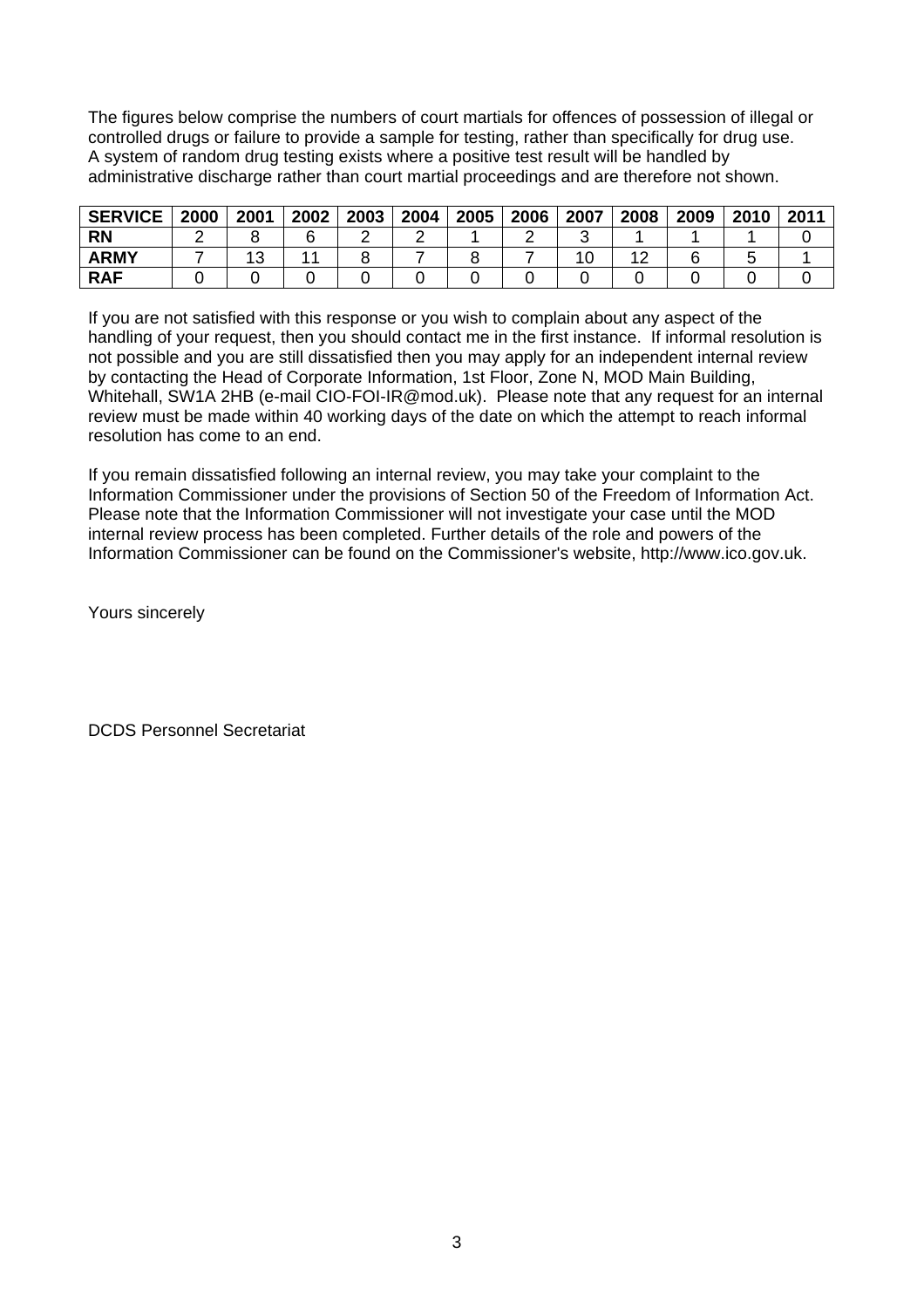The figures below comprise the numbers of court martials for offences of possession of illegal or controlled drugs or failure to provide a sample for testing, rather than specifically for drug use. A system of random drug testing exists where a positive test result will be handled by administrative discharge rather than court martial proceedings and are therefore not shown.

| SERVICE | 2000 | 2001 | 2002 | 2003 | 2004 | 2005 | 2006 | 2007 | 2008 | 2009 | 2010 | 2011 |
|---|---|---|---|---|---|---|---|---|---|---|---|---|
| RN | 2 | 8 | 6 | 2 | 2 | 1 | 2 | 3 | 1 | 1 | 1 | 0 |
| ARMY | 7 | 13 | 11 | 8 | 7 | 8 | 7 | 10 | 12 | 6 | 5 | 1 |
| RAF | 0 | 0 | 0 | 0 | 0 | 0 | 0 | 0 | 0 | 0 | 0 | 0 |

If you are not satisfied with this response or you wish to complain about any aspect of the handling of your request, then you should contact me in the first instance. If informal resolution is not possible and you are still dissatisfied then you may apply for an independent internal review by contacting the Head of Corporate Information, 1st Floor, Zone N, MOD Main Building, Whitehall, SW1A 2HB (e-mail CIO-FOI-IR@mod.uk). Please note that any request for an internal review must be made within 40 working days of the date on which the attempt to reach informal resolution has come to an end.

If you remain dissatisfied following an internal review, you may take your complaint to the Information Commissioner under the provisions of Section 50 of the Freedom of Information Act. Please note that the Information Commissioner will not investigate your case until the MOD internal review process has been completed. Further details of the role and powers of the Information Commissioner can be found on the Commissioner's website, http://www.ico.gov.uk.

Yours sincerely

DCDS Personnel Secretariat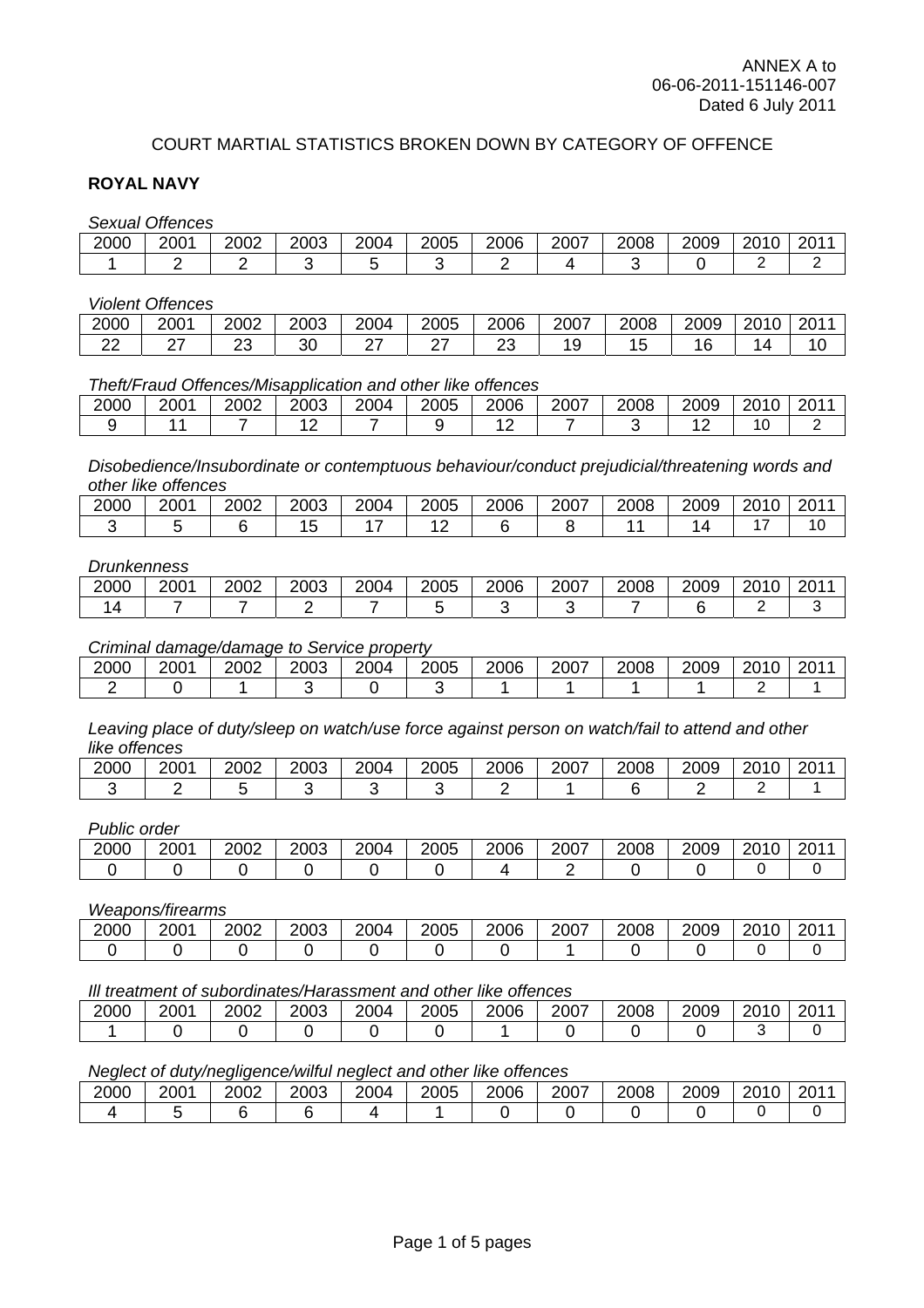ANNEX A to
06-06-2011-151146-007
Dated 6 July 2011

## COURT MARTIAL STATISTICS BROKEN DOWN BY CATEGORY OF OFFENCE

### ROYAL NAVY

*Sexual Offences*

| 2000 | 2001 | 2002 | 2003 | 2004 | 2005 | 2006 | 2007 | 2008 | 2009 | 2010 | 2011 |
|---|---|---|---|---|---|---|---|---|---|---|---|
| 1 | 2 | 2 | 3 | 5 | 3 | 2 | 4 | 3 | 0 | 2 | 2 |

*Violent Offences*

| 2000 | 2001 | 2002 | 2003 | 2004 | 2005 | 2006 | 2007 | 2008 | 2009 | 2010 | 2011 |
|---|---|---|---|---|---|---|---|---|---|---|---|
| 22 | 27 | 23 | 30 | 27 | 27 | 23 | 19 | 15 | 16 | 14 | 10 |

*Theft/Fraud Offences/Misapplication and other like offences*

| 2000 | 2001 | 2002 | 2003 | 2004 | 2005 | 2006 | 2007 | 2008 | 2009 | 2010 | 2011 |
|---|---|---|---|---|---|---|---|---|---|---|---|
| 9 | 11 | 7 | 12 | 7 | 9 | 12 | 7 | 3 | 12 | 10 | 2 |

*Disobedience/Insubordinate or contemptuous behaviour/conduct prejudicial/threatening words and other like offences*

| 2000 | 2001 | 2002 | 2003 | 2004 | 2005 | 2006 | 2007 | 2008 | 2009 | 2010 | 2011 |
|---|---|---|---|---|---|---|---|---|---|---|---|
| 3 | 5 | 6 | 15 | 17 | 12 | 6 | 8 | 11 | 14 | 17 | 10 |

*Drunkenness*

| 2000 | 2001 | 2002 | 2003 | 2004 | 2005 | 2006 | 2007 | 2008 | 2009 | 2010 | 2011 |
|---|---|---|---|---|---|---|---|---|---|---|---|
| 14 | 7 | 7 | 2 | 7 | 5 | 3 | 3 | 7 | 6 | 2 | 3 |

*Criminal damage/damage to Service property*

| 2000 | 2001 | 2002 | 2003 | 2004 | 2005 | 2006 | 2007 | 2008 | 2009 | 2010 | 2011 |
|---|---|---|---|---|---|---|---|---|---|---|---|
| 2 | 0 | 1 | 3 | 0 | 3 | 1 | 1 | 1 | 1 | 2 | 1 |

*Leaving place of duty/sleep on watch/use force against person on watch/fail to attend and other like offences*

| 2000 | 2001 | 2002 | 2003 | 2004 | 2005 | 2006 | 2007 | 2008 | 2009 | 2010 | 2011 |
|---|---|---|---|---|---|---|---|---|---|---|---|
| 3 | 2 | 5 | 3 | 3 | 3 | 2 | 1 | 6 | 2 | 2 | 1 |

*Public order*

| 2000 | 2001 | 2002 | 2003 | 2004 | 2005 | 2006 | 2007 | 2008 | 2009 | 2010 | 2011 |
|---|---|---|---|---|---|---|---|---|---|---|---|
| 0 | 0 | 0 | 0 | 0 | 0 | 4 | 2 | 0 | 0 | 0 | 0 |

*Weapons/firearms*

| 2000 | 2001 | 2002 | 2003 | 2004 | 2005 | 2006 | 2007 | 2008 | 2009 | 2010 | 2011 |
|---|---|---|---|---|---|---|---|---|---|---|---|
| 0 | 0 | 0 | 0 | 0 | 0 | 0 | 1 | 0 | 0 | 0 | 0 |

*Ill treatment of subordinates/Harassment and other like offences*

| 2000 | 2001 | 2002 | 2003 | 2004 | 2005 | 2006 | 2007 | 2008 | 2009 | 2010 | 2011 |
|---|---|---|---|---|---|---|---|---|---|---|---|
| 1 | 0 | 0 | 0 | 0 | 0 | 1 | 0 | 0 | 0 | 3 | 0 |

*Neglect of duty/negligence/wilful neglect and other like offences*

| 2000 | 2001 | 2002 | 2003 | 2004 | 2005 | 2006 | 2007 | 2008 | 2009 | 2010 | 2011 |
|---|---|---|---|---|---|---|---|---|---|---|---|
| 4 | 5 | 6 | 6 | 4 | 1 | 0 | 0 | 0 | 0 | 0 | 0 |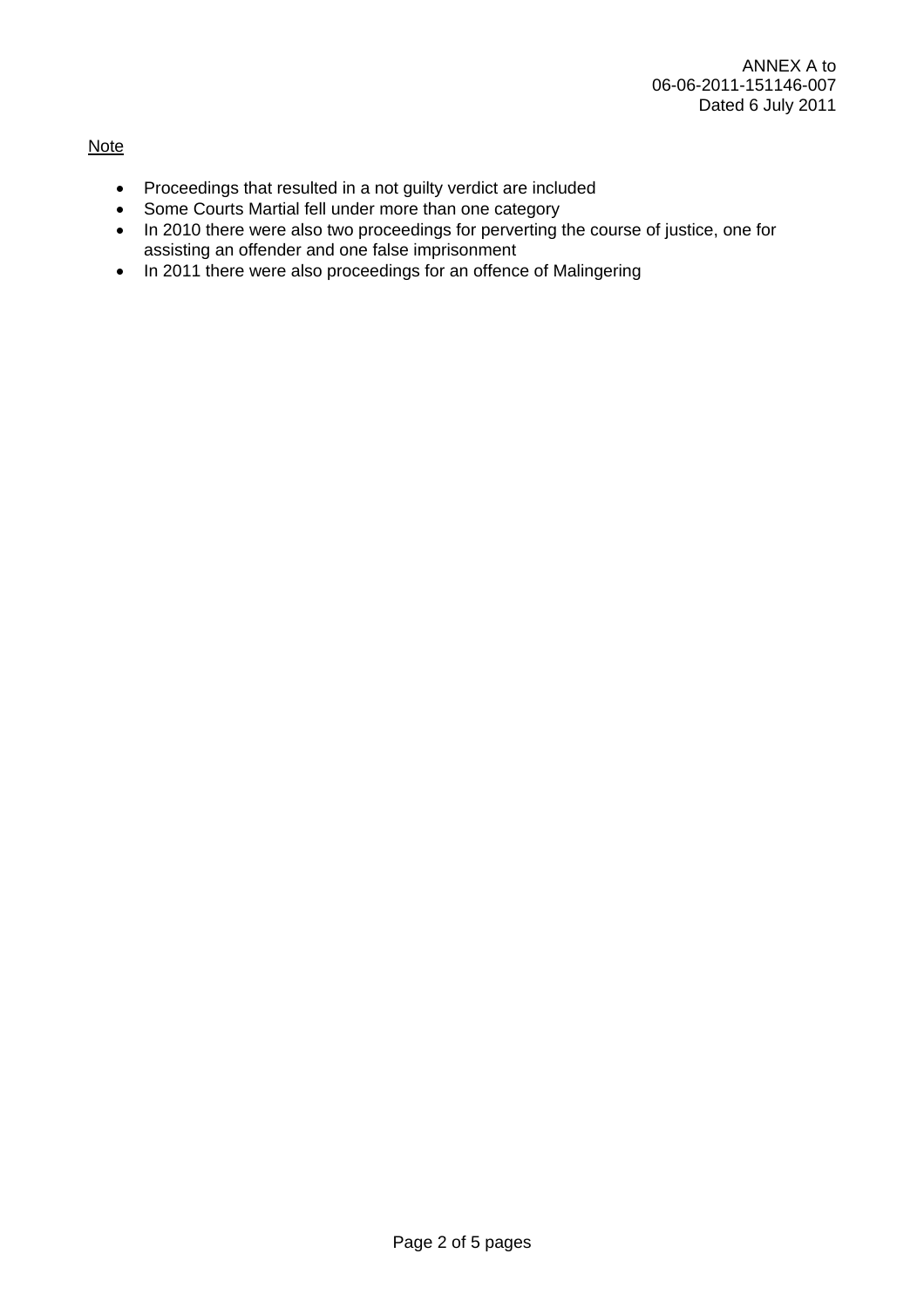ANNEX A to
06-06-2011-151146-007
Dated 6 July 2011

Note

- Proceedings that resulted in a not guilty verdict are included
- Some Courts Martial fell under more than one category
- In 2010 there were also two proceedings for perverting the course of justice, one for assisting an offender and one false imprisonment
- In 2011 there were also proceedings for an offence of Malingering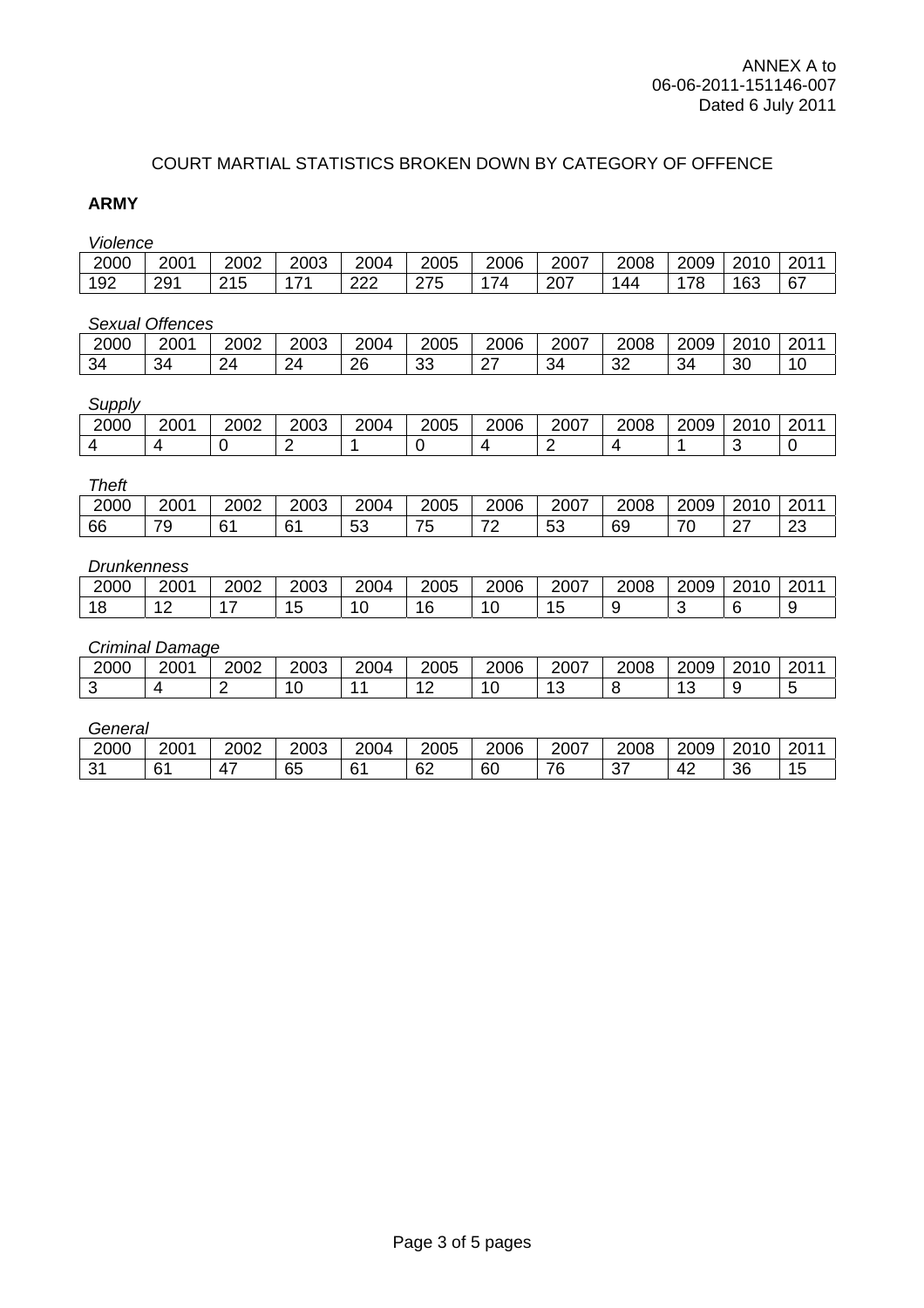ANNEX A to
06-06-2011-151146-007
Dated 6 July 2011

## COURT MARTIAL STATISTICS BROKEN DOWN BY CATEGORY OF OFFENCE

### ARMY

*Violence*

| 2000 | 2001 | 2002 | 2003 | 2004 | 2005 | 2006 | 2007 | 2008 | 2009 | 2010 | 2011 |
|---|---|---|---|---|---|---|---|---|---|---|---|
| 192 | 291 | 215 | 171 | 222 | 275 | 174 | 207 | 144 | 178 | 163 | 67 |

*Sexual Offences*

| 2000 | 2001 | 2002 | 2003 | 2004 | 2005 | 2006 | 2007 | 2008 | 2009 | 2010 | 2011 |
|---|---|---|---|---|---|---|---|---|---|---|---|
| 34 | 34 | 24 | 24 | 26 | 33 | 27 | 34 | 32 | 34 | 30 | 10 |

*Supply*

| 2000 | 2001 | 2002 | 2003 | 2004 | 2005 | 2006 | 2007 | 2008 | 2009 | 2010 | 2011 |
|---|---|---|---|---|---|---|---|---|---|---|---|
| 4 | 4 | 0 | 2 | 1 | 0 | 4 | 2 | 4 | 1 | 3 | 0 |

*Theft*

| 2000 | 2001 | 2002 | 2003 | 2004 | 2005 | 2006 | 2007 | 2008 | 2009 | 2010 | 2011 |
|---|---|---|---|---|---|---|---|---|---|---|---|
| 66 | 79 | 61 | 61 | 53 | 75 | 72 | 53 | 69 | 70 | 27 | 23 |

*Drunkenness*

| 2000 | 2001 | 2002 | 2003 | 2004 | 2005 | 2006 | 2007 | 2008 | 2009 | 2010 | 2011 |
|---|---|---|---|---|---|---|---|---|---|---|---|
| 18 | 12 | 17 | 15 | 10 | 16 | 10 | 15 | 9 | 3 | 6 | 9 |

*Criminal Damage*

| 2000 | 2001 | 2002 | 2003 | 2004 | 2005 | 2006 | 2007 | 2008 | 2009 | 2010 | 2011 |
|---|---|---|---|---|---|---|---|---|---|---|---|
| 3 | 4 | 2 | 10 | 11 | 12 | 10 | 13 | 8 | 13 | 9 | 5 |

*General*

| 2000 | 2001 | 2002 | 2003 | 2004 | 2005 | 2006 | 2007 | 2008 | 2009 | 2010 | 2011 |
|---|---|---|---|---|---|---|---|---|---|---|---|
| 31 | 61 | 47 | 65 | 61 | 62 | 60 | 76 | 37 | 42 | 36 | 15 |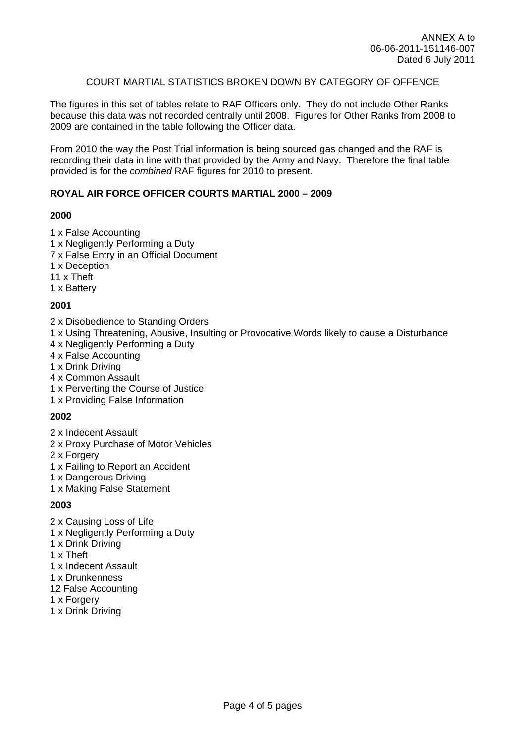ANNEX A to
06-06-2011-151146-007
Dated 6 July 2011

COURT MARTIAL STATISTICS BROKEN DOWN BY CATEGORY OF OFFENCE

The figures in this set of tables relate to RAF Officers only. They do not include Other Ranks because this data was not recorded centrally until 2008. Figures for Other Ranks from 2008 to 2009 are contained in the table following the Officer data.

From 2010 the way the Post Trial information is being sourced gas changed and the RAF is recording their data in line with that provided by the Army and Navy. Therefore the final table provided is for the *combined* RAF figures for 2010 to present.

**ROYAL AIR FORCE OFFICER COURTS MARTIAL 2000 – 2009**

**2000**

1 x False Accounting
1 x Negligently Performing a Duty
7 x False Entry in an Official Document
1 x Deception
11 x Theft
1 x Battery

**2001**

2 x Disobedience to Standing Orders
1 x Using Threatening, Abusive, Insulting or Provocative Words likely to cause a Disturbance
4 x Negligently Performing a Duty
4 x False Accounting
1 x Drink Driving
4 x Common Assault
1 x Perverting the Course of Justice
1 x Providing False Information

**2002**

2 x Indecent Assault
2 x Proxy Purchase of Motor Vehicles
2 x Forgery
1 x Failing to Report an Accident
1 x Dangerous Driving
1 x Making False Statement

**2003**

2 x Causing Loss of Life
1 x Negligently Performing a Duty
1 x Drink Driving
1 x Theft
1 x Indecent Assault
1 x Drunkenness
12 False Accounting
1 x Forgery
1 x Drink Driving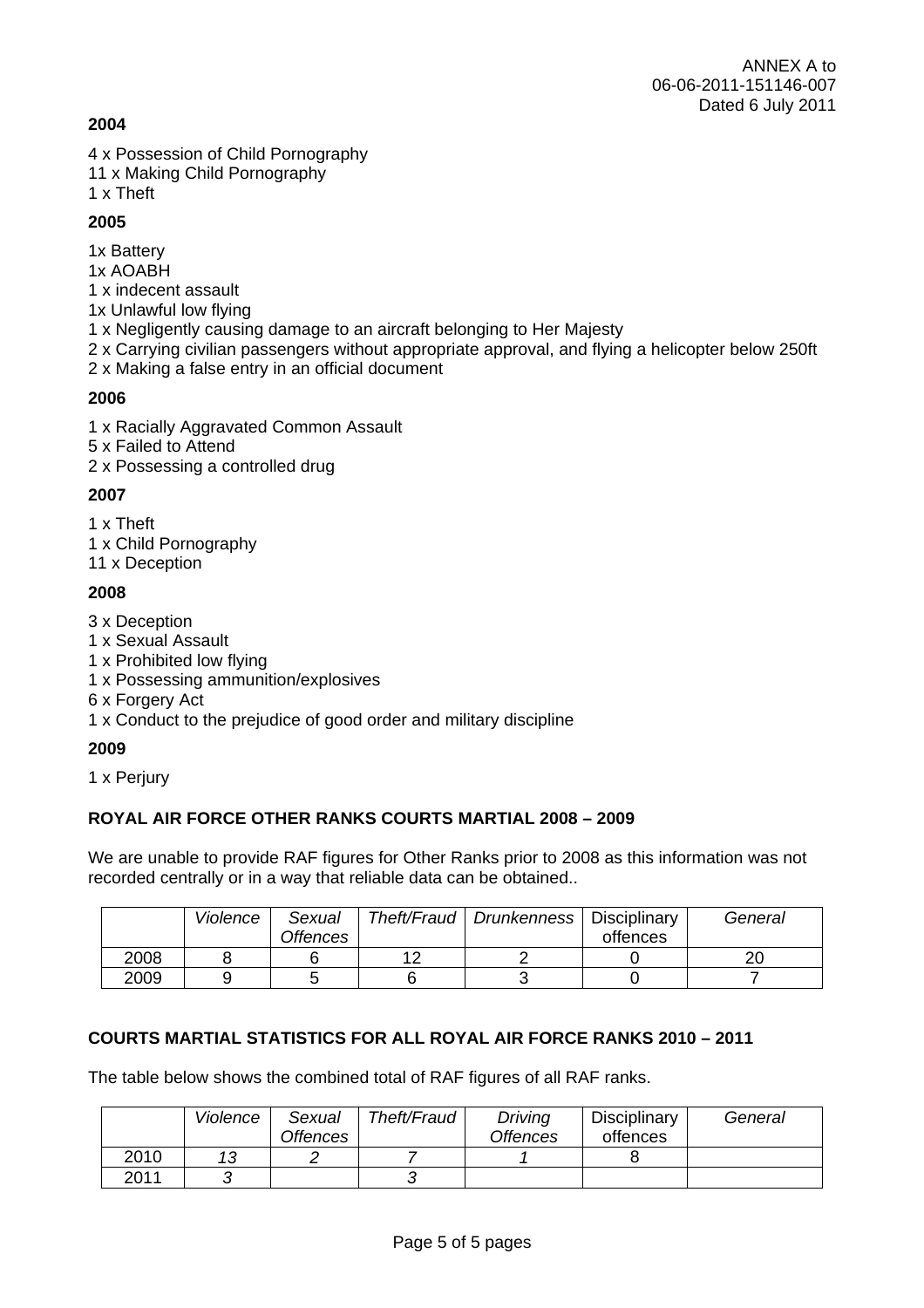ANNEX A to
06-06-2011-151146-007
Dated 6 July 2011

**2004**

4 x Possession of Child Pornography
11 x Making Child Pornography
1 x Theft

**2005**

1x Battery
1x AOABH
1 x indecent assault
1x Unlawful low flying
1 x Negligently causing damage to an aircraft belonging to Her Majesty
2 x Carrying civilian passengers without appropriate approval, and flying a helicopter below 250ft
2 x Making a false entry in an official document

**2006**

1 x Racially Aggravated Common Assault
5 x Failed to Attend
2 x Possessing a controlled drug

**2007**

1 x Theft
1 x Child Pornography
11 x Deception

**2008**

3 x Deception
1 x Sexual Assault
1 x Prohibited low flying
1 x Possessing ammunition/explosives
6 x Forgery Act
1 x Conduct to the prejudice of good order and military discipline

**2009**

1 x Perjury

**ROYAL AIR FORCE OTHER RANKS COURTS MARTIAL 2008 – 2009**

We are unable to provide RAF figures for Other Ranks prior to 2008 as this information was not recorded centrally or in a way that reliable data can be obtained..

| | *Violence* | *Sexual Offences* | *Theft/Fraud* | *Drunkenness* | Disciplinary offences | *General* |
|---|---|---|---|---|---|---|
| 2008 | 8 | 6 | 12 | 2 | 0 | 20 |
| 2009 | 9 | 5 | 6 | 3 | 0 | 7 |

**COURTS MARTIAL STATISTICS FOR ALL ROYAL AIR FORCE RANKS 2010 – 2011**

The table below shows the combined total of RAF figures of all RAF ranks.

| | *Violence* | *Sexual Offences* | *Theft/Fraud* | *Driving Offences* | Disciplinary offences | *General* |
|---|---|---|---|---|---|---|
| 2010 | *13* | *2* | *7* | *1* | 8 | |
| 2011 | *3* | | *3* | | | |